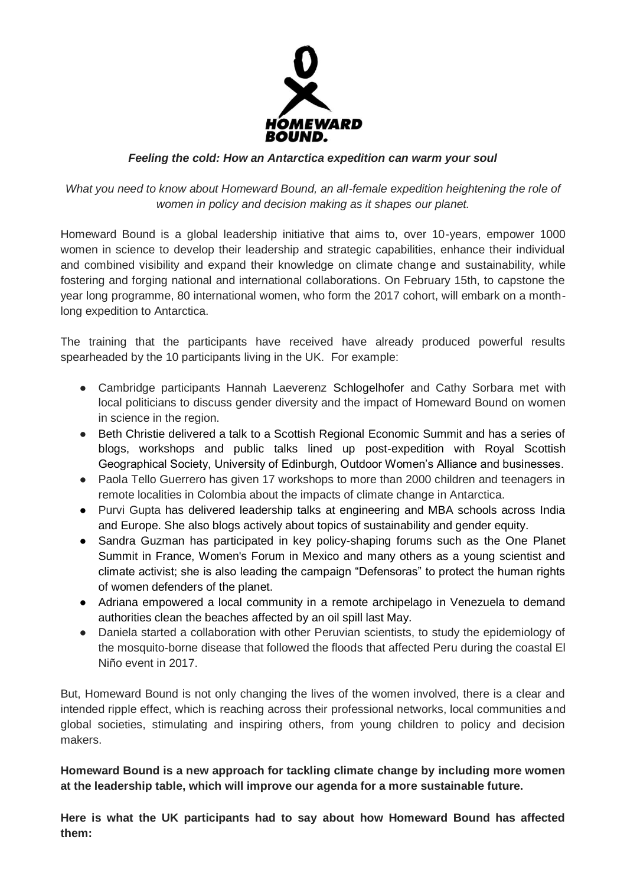HOMEWARD BOUND.

***Feeling the cold: How an Antarctica expedition can warm your soul***

*What you need to know about Homeward Bound, an all-female expedition heightening the role of women in policy and decision making as it shapes our planet.*

Homeward Bound is a global leadership initiative that aims to, over 10-years, empower 1000 women in science to develop their leadership and strategic capabilities, enhance their individual and combined visibility and expand their knowledge on climate change and sustainability, while fostering and forging national and international collaborations. On February 15th, to capstone the year long programme, 80 international women, who form the 2017 cohort, will embark on a month-long expedition to Antarctica.

The training that the participants have received have already produced powerful results spearheaded by the 10 participants living in the UK. For example:

- Cambridge participants Hannah Laeverenz Schlogelhofer and Cathy Sorbara met with local politicians to discuss gender diversity and the impact of Homeward Bound on women in science in the region.
- Beth Christie delivered a talk to a Scottish Regional Economic Summit and has a series of blogs, workshops and public talks lined up post-expedition with Royal Scottish Geographical Society, University of Edinburgh, Outdoor Women's Alliance and businesses.
- Paola Tello Guerrero has given 17 workshops to more than 2000 children and teenagers in remote localities in Colombia about the impacts of climate change in Antarctica.
- Purvi Gupta has delivered leadership talks at engineering and MBA schools across India and Europe. She also blogs actively about topics of sustainability and gender equity.
- Sandra Guzman has participated in key policy-shaping forums such as the One Planet Summit in France, Women's Forum in Mexico and many others as a young scientist and climate activist; she is also leading the campaign "Defensoras" to protect the human rights of women defenders of the planet.
- Adriana empowered a local community in a remote archipelago in Venezuela to demand authorities clean the beaches affected by an oil spill last May.
- Daniela started a collaboration with other Peruvian scientists, to study the epidemiology of the mosquito-borne disease that followed the floods that affected Peru during the coastal El Niño event in 2017.

But, Homeward Bound is not only changing the lives of the women involved, there is a clear and intended ripple effect, which is reaching across their professional networks, local communities and global societies, stimulating and inspiring others, from young children to policy and decision makers.

**Homeward Bound is a new approach for tackling climate change by including more women at the leadership table, which will improve our agenda for a more sustainable future.**

**Here is what the UK participants had to say about how Homeward Bound has affected them:**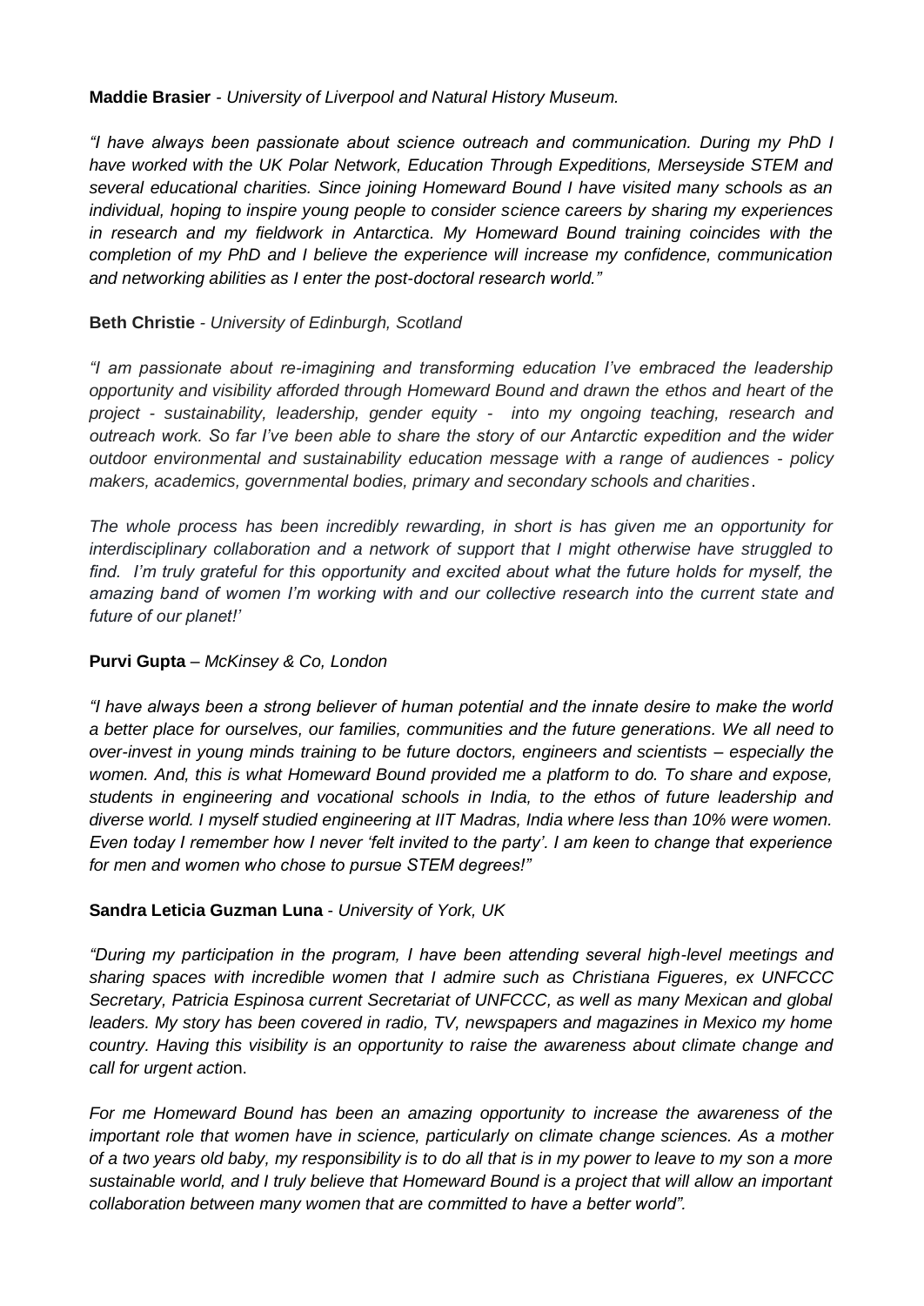**Maddie Brasier** - *University of Liverpool and Natural History Museum.*

*"I have always been passionate about science outreach and communication. During my PhD I have worked with the UK Polar Network, Education Through Expeditions, Merseyside STEM and several educational charities. Since joining Homeward Bound I have visited many schools as an individual, hoping to inspire young people to consider science careers by sharing my experiences in research and my fieldwork in Antarctica. My Homeward Bound training coincides with the completion of my PhD and I believe the experience will increase my confidence, communication and networking abilities as I enter the post-doctoral research world."*

**Beth Christie** - *University of Edinburgh, Scotland*

*"I am passionate about re-imagining and transforming education I've embraced the leadership opportunity and visibility afforded through Homeward Bound and drawn the ethos and heart of the project - sustainability, leadership, gender equity - into my ongoing teaching, research and outreach work. So far I've been able to share the story of our Antarctic expedition and the wider outdoor environmental and sustainability education message with a range of audiences - policy makers, academics, governmental bodies, primary and secondary schools and charities*.

*The whole process has been incredibly rewarding, in short is has given me an opportunity for interdisciplinary collaboration and a network of support that I might otherwise have struggled to find. I'm truly grateful for this opportunity and excited about what the future holds for myself, the amazing band of women I'm working with and our collective research into the current state and future of our planet!'*

**Purvi Gupta** – *McKinsey & Co, London*

*"I have always been a strong believer of human potential and the innate desire to make the world a better place for ourselves, our families, communities and the future generations. We all need to over-invest in young minds training to be future doctors, engineers and scientists – especially the women. And, this is what Homeward Bound provided me a platform to do. To share and expose, students in engineering and vocational schools in India, to the ethos of future leadership and diverse world. I myself studied engineering at IIT Madras, India where less than 10% were women. Even today I remember how I never 'felt invited to the party'. I am keen to change that experience for men and women who chose to pursue STEM degrees!"*

**Sandra Leticia Guzman Luna** - *University of York, UK*

*"During my participation in the program, I have been attending several high-level meetings and sharing spaces with incredible women that I admire such as Christiana Figueres, ex UNFCCC Secretary, Patricia Espinosa current Secretariat of UNFCCC, as well as many Mexican and global leaders. My story has been covered in radio, TV, newspapers and magazines in Mexico my home country. Having this visibility is an opportunity to raise the awareness about climate change and call for urgent actio*n.

*For me Homeward Bound has been an amazing opportunity to increase the awareness of the important role that women have in science, particularly on climate change sciences. As a mother of a two years old baby, my responsibility is to do all that is in my power to leave to my son a more sustainable world, and I truly believe that Homeward Bound is a project that will allow an important collaboration between many women that are committed to have a better world".*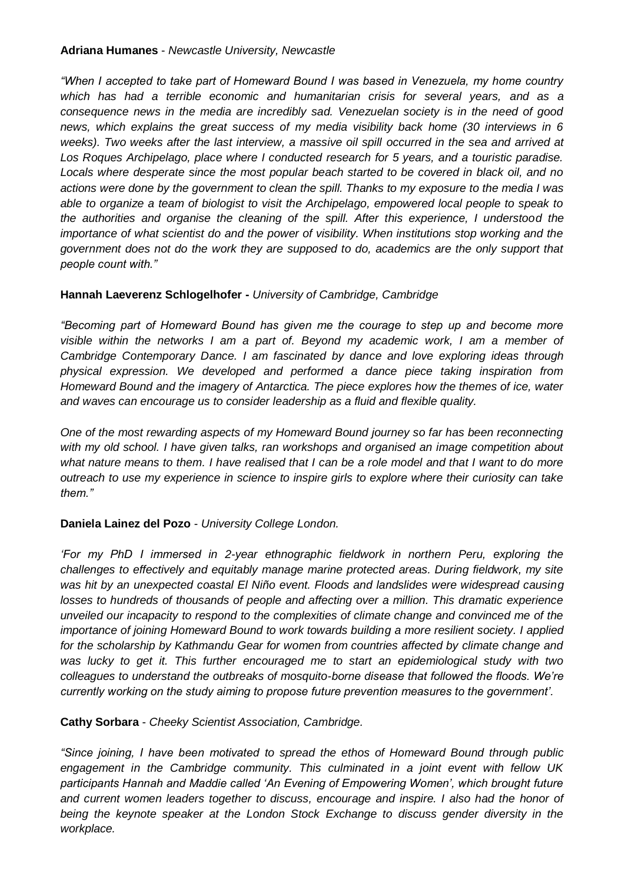**Adriana Humanes** - *Newcastle University, Newcastle*

*"When I accepted to take part of Homeward Bound I was based in Venezuela, my home country which has had a terrible economic and humanitarian crisis for several years, and as a consequence news in the media are incredibly sad. Venezuelan society is in the need of good news, which explains the great success of my media visibility back home (30 interviews in 6 weeks). Two weeks after the last interview, a massive oil spill occurred in the sea and arrived at Los Roques Archipelago, place where I conducted research for 5 years, and a touristic paradise. Locals where desperate since the most popular beach started to be covered in black oil, and no actions were done by the government to clean the spill. Thanks to my exposure to the media I was able to organize a team of biologist to visit the Archipelago, empowered local people to speak to the authorities and organise the cleaning of the spill. After this experience, I understood the importance of what scientist do and the power of visibility. When institutions stop working and the government does not do the work they are supposed to do, academics are the only support that people count with."*

**Hannah Laeverenz Schlogelhofer -** *University of Cambridge, Cambridge*

*"Becoming part of Homeward Bound has given me the courage to step up and become more visible within the networks I am a part of. Beyond my academic work, I am a member of Cambridge Contemporary Dance. I am fascinated by dance and love exploring ideas through physical expression. We developed and performed a dance piece taking inspiration from Homeward Bound and the imagery of Antarctica. The piece explores how the themes of ice, water and waves can encourage us to consider leadership as a fluid and flexible quality.*

*One of the most rewarding aspects of my Homeward Bound journey so far has been reconnecting with my old school. I have given talks, ran workshops and organised an image competition about what nature means to them. I have realised that I can be a role model and that I want to do more outreach to use my experience in science to inspire girls to explore where their curiosity can take them."*

**Daniela Lainez del Pozo** - *University College London.*

*'For my PhD I immersed in 2-year ethnographic fieldwork in northern Peru, exploring the challenges to effectively and equitably manage marine protected areas. During fieldwork, my site was hit by an unexpected coastal El Niño event. Floods and landslides were widespread causing losses to hundreds of thousands of people and affecting over a million. This dramatic experience unveiled our incapacity to respond to the complexities of climate change and convinced me of the importance of joining Homeward Bound to work towards building a more resilient society. I applied for the scholarship by Kathmandu Gear for women from countries affected by climate change and was lucky to get it. This further encouraged me to start an epidemiological study with two colleagues to understand the outbreaks of mosquito-borne disease that followed the floods. We're currently working on the study aiming to propose future prevention measures to the government'.*

**Cathy Sorbara** - *Cheeky Scientist Association, Cambridge.*

*"Since joining, I have been motivated to spread the ethos of Homeward Bound through public engagement in the Cambridge community. This culminated in a joint event with fellow UK participants Hannah and Maddie called 'An Evening of Empowering Women', which brought future and current women leaders together to discuss, encourage and inspire. I also had the honor of being the keynote speaker at the London Stock Exchange to discuss gender diversity in the workplace.*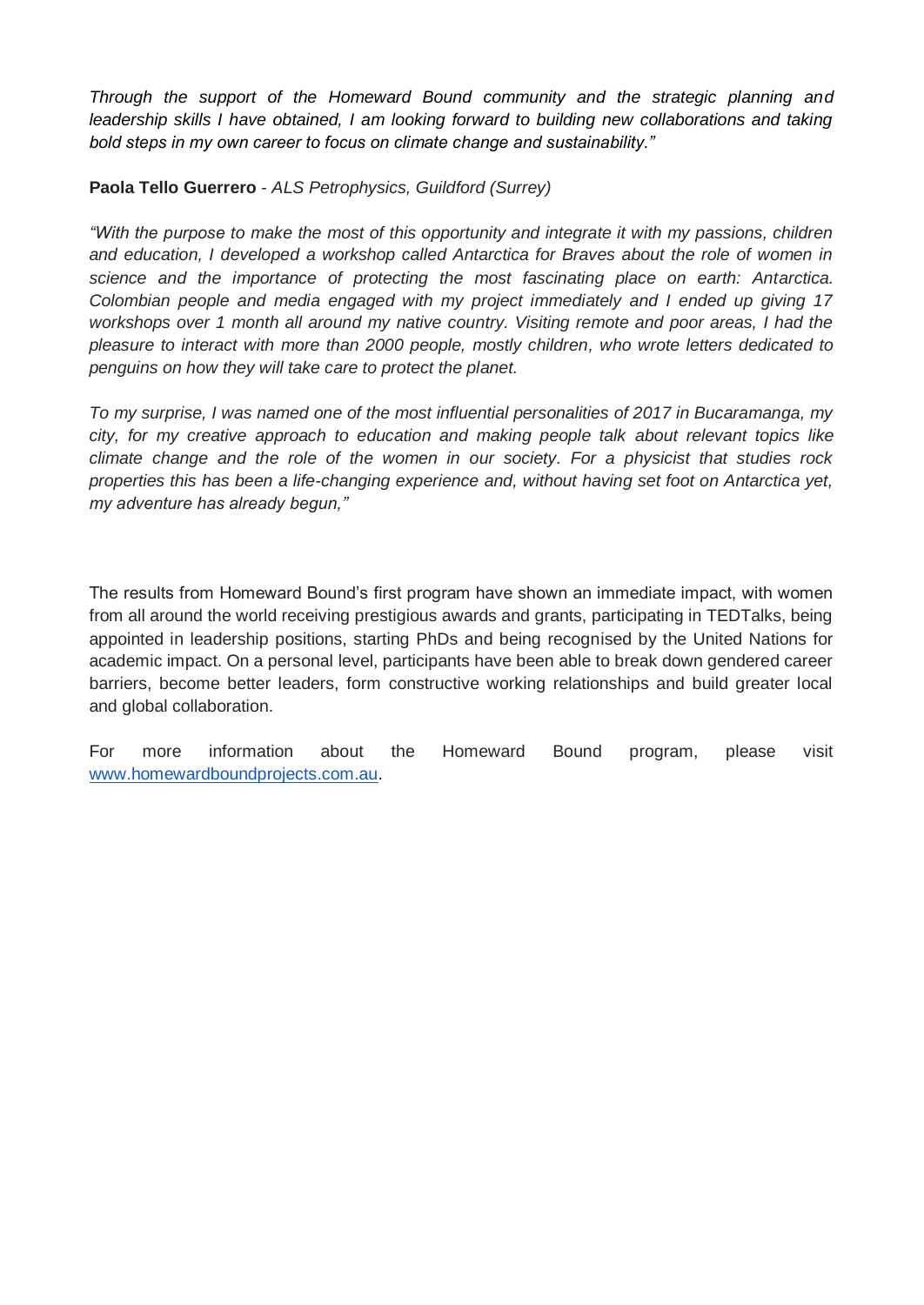*Through the support of the Homeward Bound community and the strategic planning and leadership skills I have obtained, I am looking forward to building new collaborations and taking bold steps in my own career to focus on climate change and sustainability."*

**Paola Tello Guerrero** - *ALS Petrophysics, Guildford (Surrey)*

*"With the purpose to make the most of this opportunity and integrate it with my passions, children and education, I developed a workshop called Antarctica for Braves about the role of women in science and the importance of protecting the most fascinating place on earth: Antarctica. Colombian people and media engaged with my project immediately and I ended up giving 17 workshops over 1 month all around my native country. Visiting remote and poor areas, I had the pleasure to interact with more than 2000 people, mostly children, who wrote letters dedicated to penguins on how they will take care to protect the planet.*

*To my surprise, I was named one of the most influential personalities of 2017 in Bucaramanga, my city, for my creative approach to education and making people talk about relevant topics like climate change and the role of the women in our society. For a physicist that studies rock properties this has been a life-changing experience and, without having set foot on Antarctica yet, my adventure has already begun,"*

The results from Homeward Bound's first program have shown an immediate impact, with women from all around the world receiving prestigious awards and grants, participating in TEDTalks, being appointed in leadership positions, starting PhDs and being recognised by the United Nations for academic impact. On a personal level, participants have been able to break down gendered career barriers, become better leaders, form constructive working relationships and build greater local and global collaboration.

For more information about the Homeward Bound program, please visit [www.homewardboundprojects.com.au](http://www.homewardboundprojects.com.au).